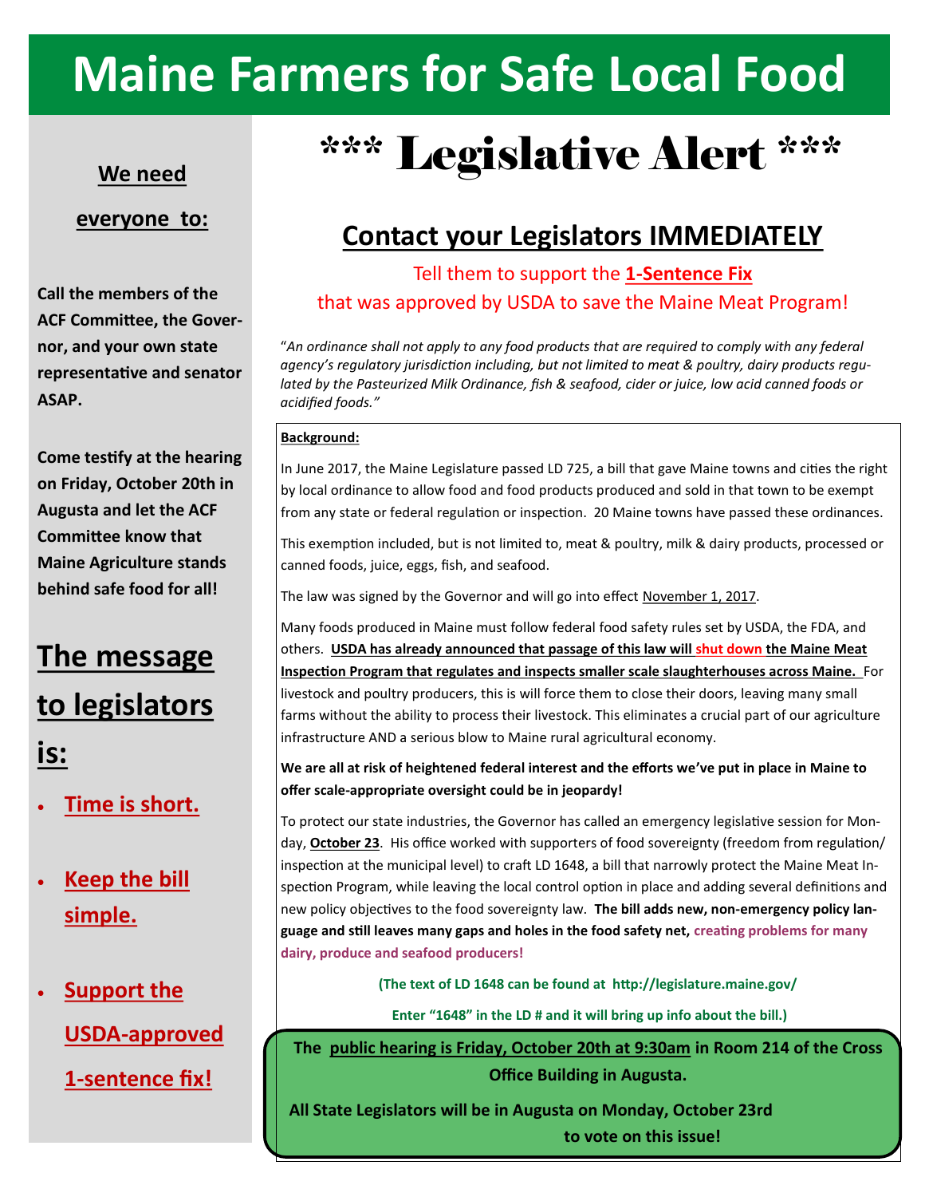# Maine Farmers for Safe Local Food

# \*\*\* Legislative Alert \*\*\*

## Contact your Legislators IMMEDIATELY

Tell them to support the **1-Sentence Fix** that was approved by USDA to save the Maine Meat Program!

"*An ordinance shall not apply to any food products that are required to comply with any federal agency's regulatory jurisdiction including, but not limited to meat & poultry, dairy products regulated by the Pasteurized Milk Ordinance, fish & seafood, cider or juice, low acid canned foods or acidified foods.*"

**Background:**

In June 2017, the Maine Legislature passed LD 725, a bill that gave Maine towns and cities the right by local ordinance to allow food and food products produced and sold in that town to be exempt from any state or federal regulation or inspection. 20 Maine towns have passed these ordinances.

This exemption included, but is not limited to, meat & poultry, milk & dairy products, processed or canned foods, juice, eggs, fish, and seafood.

The law was signed by the Governor and will go into effect November 1, 2017.

Many foods produced in Maine must follow federal food safety rules set by USDA, the FDA, and others. **USDA has already announced that passage of this law will shut down the Maine Meat Inspection Program that regulates and inspects smaller scale slaughterhouses across Maine.** For livestock and poultry producers, this is will force them to close their doors, leaving many small farms without the ability to process their livestock. This eliminates a crucial part of our agriculture infrastructure AND a serious blow to Maine rural agricultural economy.

**We are all at risk of heightened federal interest and the efforts we've put in place in Maine to offer scale-appropriate oversight could be in jeopardy!**

To protect our state industries, the Governor has called an emergency legislative session for Monday, **October 23**. His office worked with supporters of food sovereignty (freedom from regulation/inspection at the municipal level) to craft LD 1648, a bill that narrowly protect the Maine Meat Inspection Program, while leaving the local control option in place and adding several definitions and new policy objectives to the food sovereignty law. **The bill adds new, non-emergency policy language and still leaves many gaps and holes in the food safety net, creating problems for many dairy, produce and seafood producers!**

**(The text of LD 1648 can be found at http://legislature.maine.gov/**

**Enter "1648" in the LD # and it will bring up info about the bill.)**

**The public hearing is Friday, October 20th at 9:30am in Room 214 of the Cross Office Building in Augusta.**

**All State Legislators will be in Augusta on Monday, October 23rd to vote on this issue!**

## We need everyone to:

**Call the members of the ACF Committee, the Governor, and your own state representative and senator ASAP.**

**Come testify at the hearing on Friday, October 20th in Augusta and let the ACF Committee know that Maine Agriculture stands behind safe food for all!**

## The message to legislators is:

- **Time is short.**
- **Keep the bill simple.**
- **Support the USDA-approved 1-sentence fix!**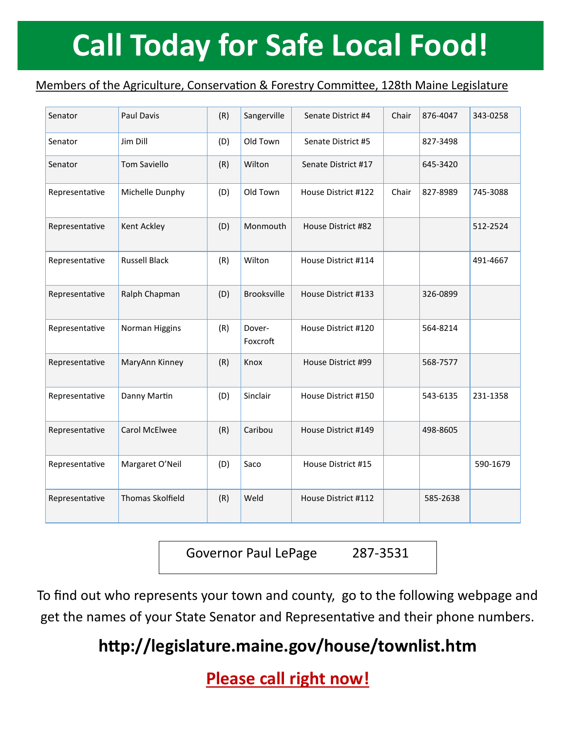# Call Today for Safe Local Food!

Members of the Agriculture, Conservation & Forestry Committee, 128th Maine Legislature

| | | | | | | | |
|---|---|---|---|---|---|---|---|
| Senator | Paul Davis | (R) | Sangerville | Senate District #4 | Chair | 876-4047 | 343-0258 |
| Senator | Jim Dill | (D) | Old Town | Senate District #5 | | 827-3498 | |
| Senator | Tom Saviello | (R) | Wilton | Senate District #17 | | 645-3420 | |
| Representative | Michelle Dunphy | (D) | Old Town | House District #122 | Chair | 827-8989 | 745-3088 |
| Representative | Kent Ackley | (D) | Monmouth | House District #82 | | | 512-2524 |
| Representative | Russell Black | (R) | Wilton | House District #114 | | | 491-4667 |
| Representative | Ralph Chapman | (D) | Brooksville | House District #133 | | 326-0899 | |
| Representative | Norman Higgins | (R) | Dover-Foxcroft | House District #120 | | 564-8214 | |
| Representative | MaryAnn Kinney | (R) | Knox | House District #99 | | 568-7577 | |
| Representative | Danny Martin | (D) | Sinclair | House District #150 | | 543-6135 | 231-1358 |
| Representative | Carol McElwee | (R) | Caribou | House District #149 | | 498-8605 | |
| Representative | Margaret O'Neil | (D) | Saco | House District #15 | | | 590-1679 |
| Representative | Thomas Skolfield | (R) | Weld | House District #112 | | 585-2638 | |

Governor Paul LePage 287-3531

To find out who represents your town and county, go to the following webpage and get the names of your State Senator and Representative and their phone numbers.

**http://legislature.maine.gov/house/townlist.htm**

**Please call right now!**